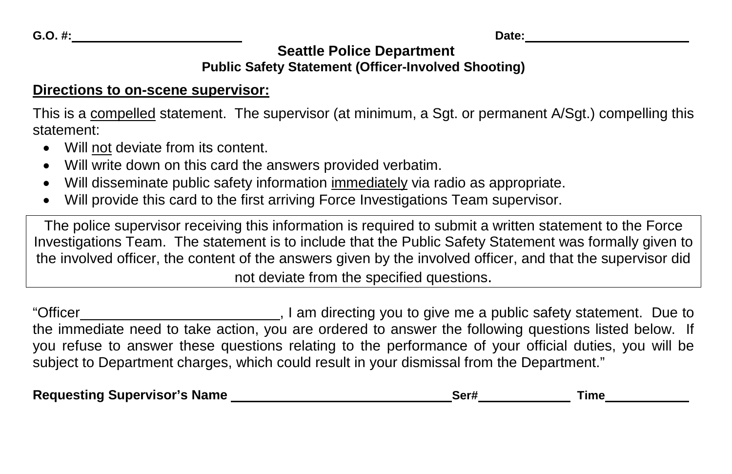**G.O. #:**\_\_\_\_\_\_\_\_\_\_\_\_\_\_\_\_\_\_\_\_\_\_\_\_ **Date:**\_\_\_\_\_\_\_\_\_\_\_\_\_\_\_\_\_\_\_\_\_\_\_\_

# Seattle Police Department

## Public Safety Statement (Officer-Involved Shooting)

**Directions to on-scene supervisor:**

This is a compelled statement. The supervisor (at minimum, a Sgt. or permanent A/Sgt.) compelling this statement:

- Will not deviate from its content.
- Will write down on this card the answers provided verbatim.
- Will disseminate public safety information immediately via radio as appropriate.
- Will provide this card to the first arriving Force Investigations Team supervisor.

> The police supervisor receiving this information is required to submit a written statement to the Force Investigations Team. The statement is to include that the Public Safety Statement was formally given to the involved officer, the content of the answers given by the involved officer, and that the supervisor did not deviate from the specified questions.

"Officer\_\_\_\_\_\_\_\_\_\_\_\_\_\_\_\_\_\_\_\_\_\_\_\_\_\_, I am directing you to give me a public safety statement. Due to the immediate need to take action, you are ordered to answer the following questions listed below. If you refuse to answer these questions relating to the performance of your official duties, you will be subject to Department charges, which could result in your dismissal from the Department."

**Requesting Supervisor's Name** \_\_\_\_\_\_\_\_\_\_\_\_\_\_\_\_\_\_\_\_\_\_\_\_\_\_\_\_\_\_\_\_ **Ser#**\_\_\_\_\_\_\_\_\_\_\_\_ **Time**\_\_\_\_\_\_\_\_\_\_\_\_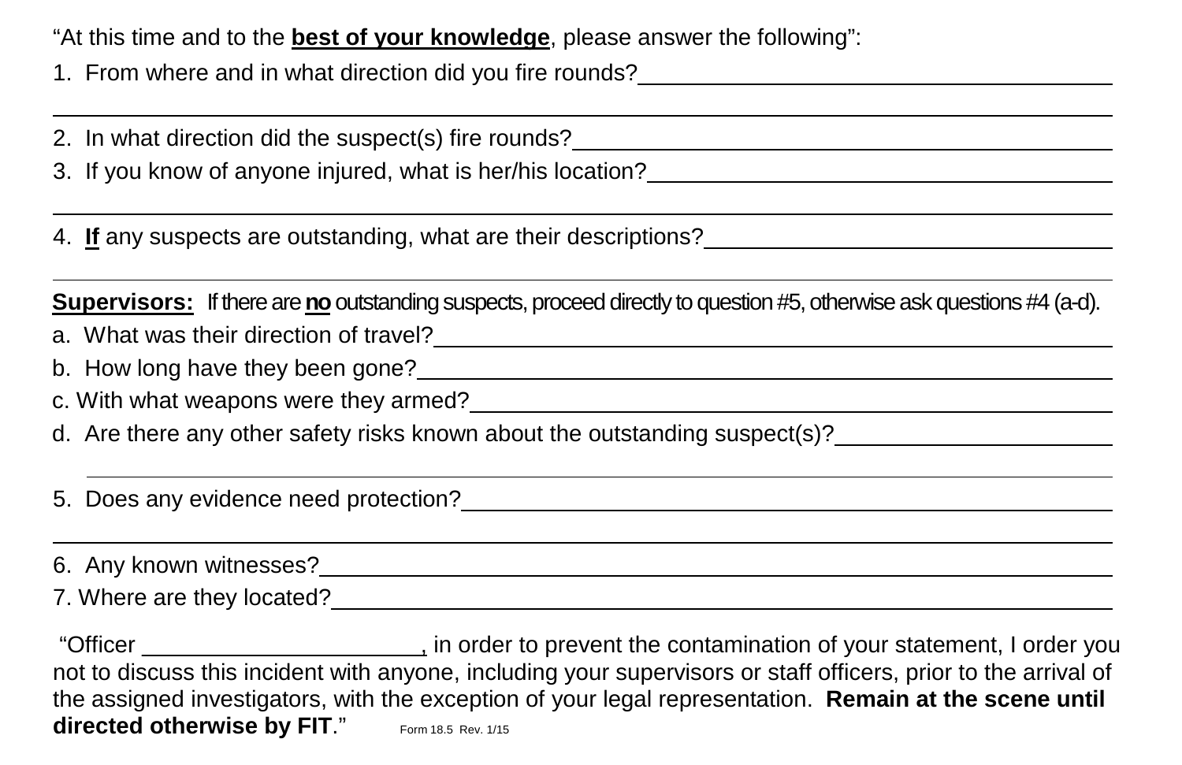"At this time and to the **best of your knowledge**, please answer the following":

1. From where and in what direction did you fire rounds? ______________________________

______________________________________________________________________

2. In what direction did the suspect(s) fire rounds? ______________________________

3. If you know of anyone injured, what is her/his location? ______________________________

______________________________________________________________________

4. **If** any suspects are outstanding, what are their descriptions? ______________________________

______________________________________________________________________

**Supervisors:** If there are **no** outstanding suspects, proceed directly to question #5, otherwise ask questions #4 (a-d).

a. What was their direction of travel? ______________________________

b. How long have they been gone? ______________________________

c. With what weapons were they armed? ______________________________

d. Are there any other safety risks known about the outstanding suspect(s)? ______________________________

______________________________________________________________________

5. Does any evidence need protection? ______________________________

______________________________________________________________________

6. Any known witnesses? ______________________________

7. Where are they located? ______________________________

"Officer ______________________, in order to prevent the contamination of your statement, I order you not to discuss this incident with anyone, including your supervisors or staff officers, prior to the arrival of the assigned investigators, with the exception of your legal representation. **Remain at the scene until directed otherwise by FIT**."

Form 18.5 Rev. 1/15